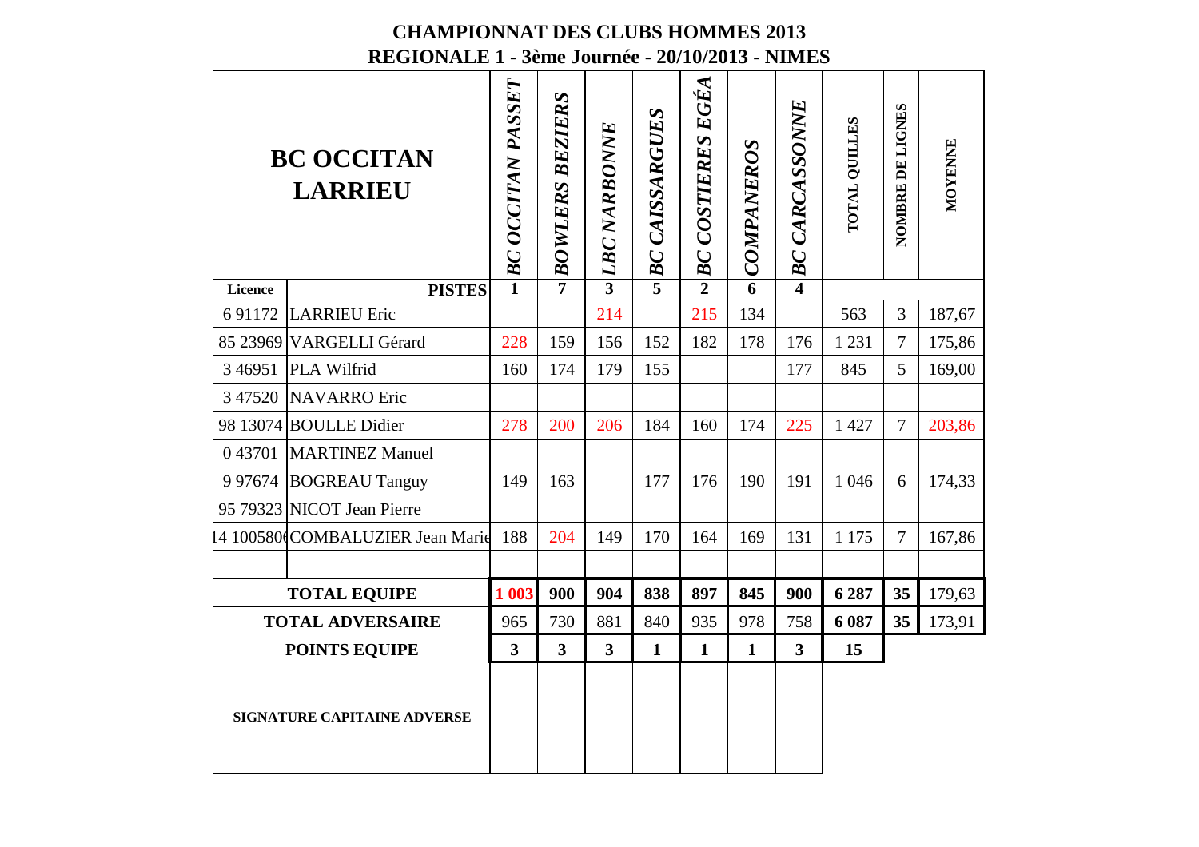# CHAMPIONNAT DES CLUBS HOMMES 2013

## REGIONALE 1 - 3ème Journée - 20/10/2013 - NIMES

| BC OCCITAN LARRIEU | | BC OCCITAN PASSET | BOWLERS BEZIERS | LBC NARBONNE | BC CAISSARGUES | BC COSTIERES EGÉA | COMPANEROS | BC CARCASSONNE | TOTAL QUILLES | NOMBRE DE LIGNES | MOYENNE |
|---|---|---|---|---|---|---|---|---|---|---|---|
| Licence | PISTES | 1 | 7 | 3 | 5 | 2 | 6 | 4 | | | |
| 6 91172 | LARRIEU Eric | | | 214 | | 215 | 134 | | 563 | 3 | 187,67 |
| 85 23969 | VARGELLI Gérard | 228 | 159 | 156 | 152 | 182 | 178 | 176 | 1 231 | 7 | 175,86 |
| 3 46951 | PLA Wilfrid | 160 | 174 | 179 | 155 | | | 177 | 845 | 5 | 169,00 |
| 3 47520 | NAVARRO Eric | | | | | | | | | | |
| 98 13074 | BOULLE Didier | 278 | 200 | 206 | 184 | 160 | 174 | 225 | 1 427 | 7 | 203,86 |
| 0 43701 | MARTINEZ Manuel | | | | | | | | | | |
| 9 97674 | BOGREAU Tanguy | 149 | 163 | | 177 | 176 | 190 | 191 | 1 046 | 6 | 174,33 |
| 95 79323 | NICOT Jean Pierre | | | | | | | | | | |
| 14 100580( | COMBALUZIER Jean Marie | 188 | 204 | 149 | 170 | 164 | 169 | 131 | 1 175 | 7 | 167,86 |
| | | | | | | | | | | | |
| TOTAL EQUIPE | | **1 003** | **900** | **904** | **838** | **897** | **845** | **900** | **6 287** | **35** | 179,63 |
| TOTAL ADVERSAIRE | | 965 | 730 | 881 | 840 | 935 | 978 | 758 | **6 087** | **35** | 173,91 |
| POINTS EQUIPE | | **3** | **3** | **3** | **1** | **1** | **1** | **3** | **15** | | |
| SIGNATURE CAPITAINE ADVERSE | | | | | | | | | | | |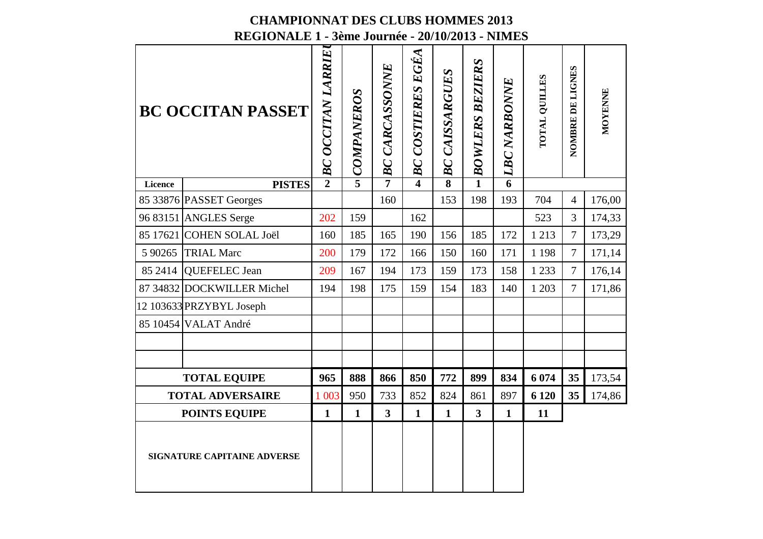# CHAMPIONNAT DES CLUBS HOMMES 2013

## REGIONALE 1 - 3ème Journée - 20/10/2013 - NIMES

| BC OCCITAN PASSET | | *BC OCCITAN LARRIEU* | *COMPANEROS* | *BC CARCASSONNE* | *BC COSTIERES EGÉA* | *BC CAISSARGUES* | *BOWLERS BEZIERS* | *LBC NARBONNE* | TOTAL QUILLES | NOMBRE DE LIGNES | MOYENNE |
|---|---|---|---|---|---|---|---|---|---|---|---|
| **Licence** | **PISTES** | **2** | **5** | **7** | **4** | **8** | **1** | **6** | | | |
| 85 33876 | PASSET Georges | | | 160 | | 153 | 198 | 193 | 704 | 4 | 176,00 |
| 96 83151 | ANGLES Serge | 202 | 159 | | 162 | | | | 523 | 3 | 174,33 |
| 85 17621 | COHEN SOLAL Joël | 160 | 185 | 165 | 190 | 156 | 185 | 172 | 1 213 | 7 | 173,29 |
| 5 90265 | TRIAL Marc | 200 | 179 | 172 | 166 | 150 | 160 | 171 | 1 198 | 7 | 171,14 |
| 85 2414 | QUEFELEC Jean | 209 | 167 | 194 | 173 | 159 | 173 | 158 | 1 233 | 7 | 176,14 |
| 87 34832 | DOCKWILLER Michel | 194 | 198 | 175 | 159 | 154 | 183 | 140 | 1 203 | 7 | 171,86 |
| 12 103633 | PRZYBYL Joseph | | | | | | | | | | |
| 85 10454 | VALAT André | | | | | | | | | | |
| | | | | | | | | | | | |
| | | | | | | | | | | | |
| **TOTAL EQUIPE** | | **965** | **888** | **866** | **850** | **772** | **899** | **834** | **6 074** | **35** | 173,54 |
| **TOTAL ADVERSAIRE** | | 1 003 | 950 | 733 | 852 | 824 | 861 | 897 | **6 120** | **35** | 174,86 |
| **POINTS EQUIPE** | | **1** | **1** | **3** | **1** | **1** | **3** | **1** | **11** | | |
| **SIGNATURE CAPITAINE ADVERSE** | | | | | | | | | | | |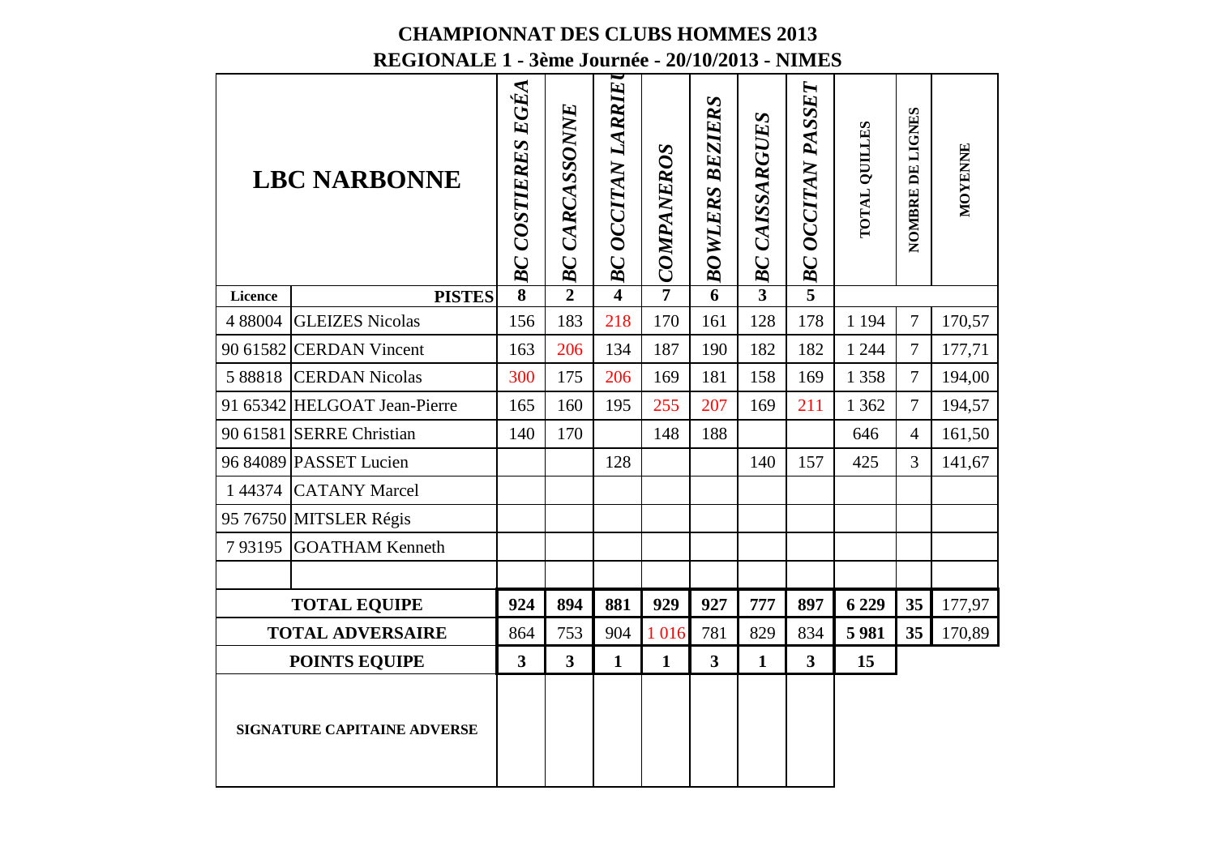# CHAMPIONNAT DES CLUBS HOMMES 2013

## REGIONALE 1 - 3ème Journée - 20/10/2013 - NIMES

| LBC NARBONNE | | BC COSTIERES EGÉA | BC CARCASSONNE | BC OCCITAN LARRIEU | COMPANEROS | BOWLERS BEZIERS | BC CAISSARGUES | BC OCCITAN PASSET | TOTAL QUILLES | NOMBRE DE LIGNES | MOYENNE |
|---|---|---|---|---|---|---|---|---|---|---|---|
| Licence | PISTES | 8 | 2 | 4 | 7 | 6 | 3 | 5 | | | |
| 4 88004 | GLEIZES Nicolas | 156 | 183 | 218 | 170 | 161 | 128 | 178 | 1 194 | 7 | 170,57 |
| 90 61582 | CERDAN Vincent | 163 | 206 | 134 | 187 | 190 | 182 | 182 | 1 244 | 7 | 177,71 |
| 5 88818 | CERDAN Nicolas | 300 | 175 | 206 | 169 | 181 | 158 | 169 | 1 358 | 7 | 194,00 |
| 91 65342 | HELGOAT Jean-Pierre | 165 | 160 | 195 | 255 | 207 | 169 | 211 | 1 362 | 7 | 194,57 |
| 90 61581 | SERRE Christian | 140 | 170 | | 148 | 188 | | | 646 | 4 | 161,50 |
| 96 84089 | PASSET Lucien | | | 128 | | | 140 | 157 | 425 | 3 | 141,67 |
| 1 44374 | CATANY Marcel | | | | | | | | | | |
| 95 76750 | MITSLER Régis | | | | | | | | | | |
| 7 93195 | GOATHAM Kenneth | | | | | | | | | | |
| | | | | | | | | | | | |
| **TOTAL EQUIPE** | | **924** | **894** | **881** | **929** | **927** | **777** | **897** | **6 229** | **35** | 177,97 |
| **TOTAL ADVERSAIRE** | | 864 | 753 | 904 | 1 016 | 781 | 829 | 834 | **5 981** | **35** | 170,89 |
| **POINTS EQUIPE** | | **3** | **3** | **1** | **1** | **3** | **1** | **3** | **15** | | |
| **SIGNATURE CAPITAINE ADVERSE** | | | | | | | | | | | |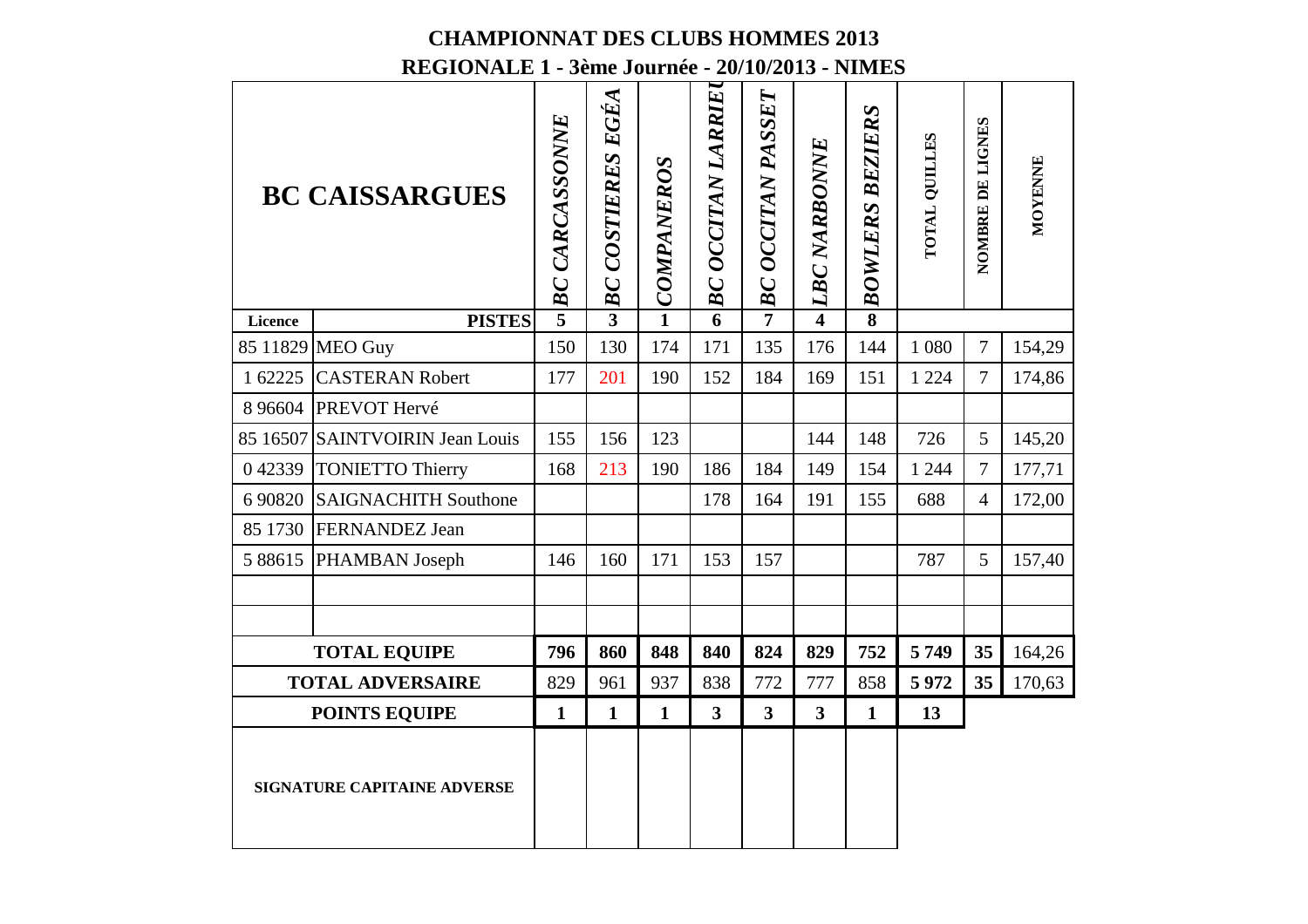# CHAMPIONNAT DES CLUBS HOMMES 2013

## REGIONALE 1 - 3ème Journée - 20/10/2013 - NIMES

| BC CAISSARGUES | | BC CARCASSONNE | BC COSTIERES EGÉA | COMPANEROS | BC OCCITAN LARRIEU | BC OCCITAN PASSET | LBC NARBONNE | BOWLERS BEZIERS | TOTAL QUILLES | NOMBRE DE LIGNES | MOYENNE |
|---|---|---|---|---|---|---|---|---|---|---|---|
| **Licence** | **PISTES** | **5** | **3** | **1** | **6** | **7** | **4** | **8** | | | |
| 85 11829 | MEO Guy | 150 | 130 | 174 | 171 | 135 | 176 | 144 | 1 080 | 7 | 154,29 |
| 1 62225 | CASTERAN Robert | 177 | 201 | 190 | 152 | 184 | 169 | 151 | 1 224 | 7 | 174,86 |
| 8 96604 | PREVOT Hervé | | | | | | | | | | |
| 85 16507 | SAINTVOIRIN Jean Louis | 155 | 156 | 123 | | | 144 | 148 | 726 | 5 | 145,20 |
| 0 42339 | TONIETTO Thierry | 168 | 213 | 190 | 186 | 184 | 149 | 154 | 1 244 | 7 | 177,71 |
| 6 90820 | SAIGNACHITH Southone | | | | 178 | 164 | 191 | 155 | 688 | 4 | 172,00 |
| 85 1730 | FERNANDEZ Jean | | | | | | | | | | |
| 5 88615 | PHAMBAN Joseph | 146 | 160 | 171 | 153 | 157 | | | 787 | 5 | 157,40 |
| | | | | | | | | | | | |
| | | | | | | | | | | | |
| **TOTAL EQUIPE** | | **796** | **860** | **848** | **840** | **824** | **829** | **752** | **5 749** | **35** | 164,26 |
| **TOTAL ADVERSAIRE** | | 829 | 961 | 937 | 838 | 772 | 777 | 858 | **5 972** | **35** | 170,63 |
| **POINTS EQUIPE** | | **1** | **1** | **1** | **3** | **3** | **3** | **1** | **13** | | |
| **SIGNATURE CAPITAINE ADVERSE** | | | | | | | | | | | |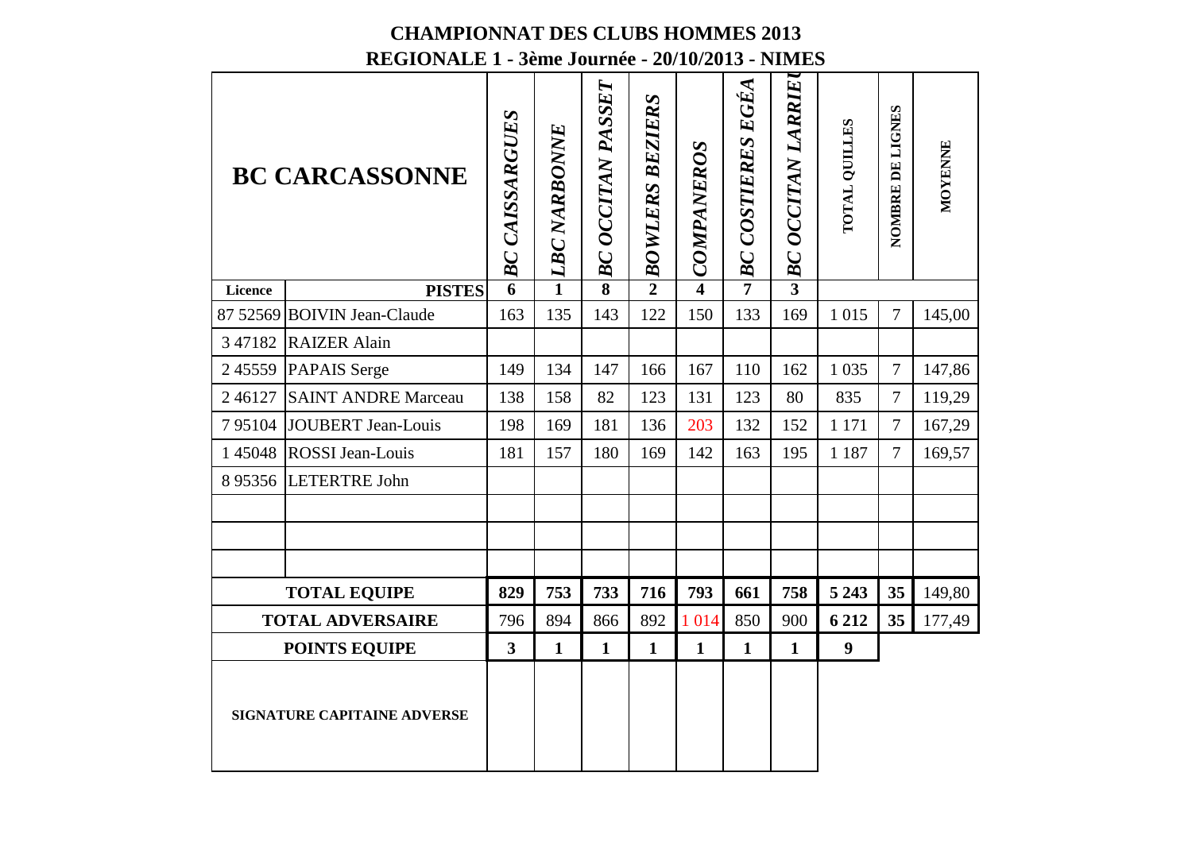# CHAMPIONNAT DES CLUBS HOMMES 2013

## REGIONALE 1 - 3ème Journée - 20/10/2013 - NIMES

| BC CARCASSONNE | | BC CAISSARGUES | LBC NARBONNE | BC OCCITAN PASSET | BOWLERS BEZIERS | COMPANEROS | BC COSTIERES EGÉA | BC OCCITAN LARRIEU | TOTAL QUILLES | NOMBRE DE LIGNES | MOYENNE |
|---|---|---|---|---|---|---|---|---|---|---|---|
| Licence | PISTES | 6 | 1 | 8 | 2 | 4 | 7 | 3 | | | |
| 87 52569 | BOIVIN Jean-Claude | 163 | 135 | 143 | 122 | 150 | 133 | 169 | 1 015 | 7 | 145,00 |
| 3 47182 | RAIZER Alain | | | | | | | | | | |
| 2 45559 | PAPAIS Serge | 149 | 134 | 147 | 166 | 167 | 110 | 162 | 1 035 | 7 | 147,86 |
| 2 46127 | SAINT ANDRE Marceau | 138 | 158 | 82 | 123 | 131 | 123 | 80 | 835 | 7 | 119,29 |
| 7 95104 | JOUBERT Jean-Louis | 198 | 169 | 181 | 136 | 203 | 132 | 152 | 1 171 | 7 | 167,29 |
| 1 45048 | ROSSI Jean-Louis | 181 | 157 | 180 | 169 | 142 | 163 | 195 | 1 187 | 7 | 169,57 |
| 8 95356 | LETERTRE John | | | | | | | | | | |
| | | | | | | | | | | | |
| | | | | | | | | | | | |
| | | | | | | | | | | | |
| TOTAL EQUIPE | | 829 | 753 | 733 | 716 | 793 | 661 | 758 | 5 243 | 35 | 149,80 |
| TOTAL ADVERSAIRE | | 796 | 894 | 866 | 892 | 1 014 | 850 | 900 | 6 212 | 35 | 177,49 |
| POINTS EQUIPE | | 3 | 1 | 1 | 1 | 1 | 1 | 1 | 9 | | |
| SIGNATURE CAPITAINE ADVERSE | | | | | | | | | | | |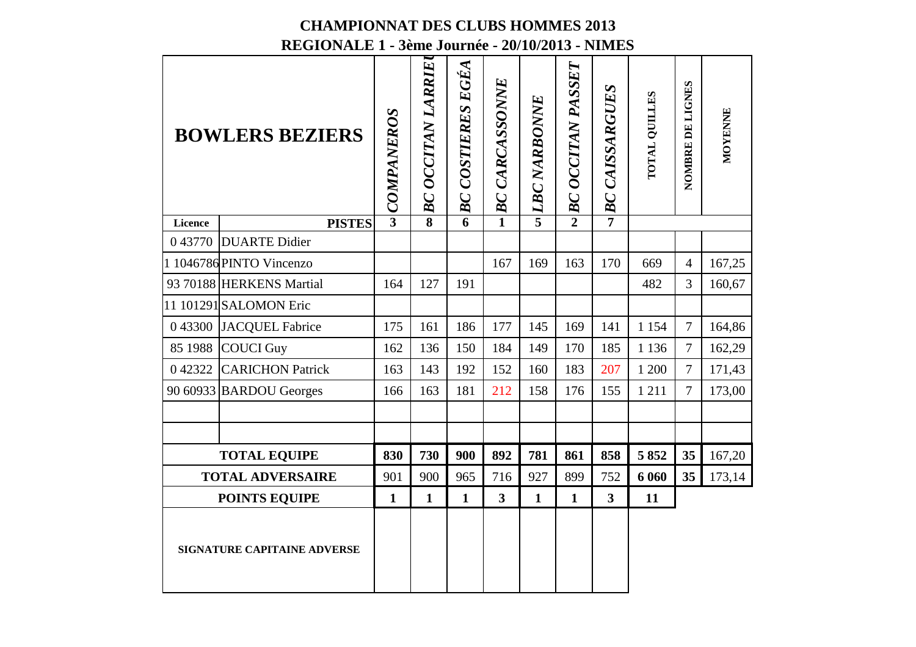# CHAMPIONNAT DES CLUBS HOMMES 2013

## REGIONALE 1 - 3ème Journée - 20/10/2013 - NIMES

| BOWLERS BEZIERS | | COMPANEROS | BC OCCITAN LARRIEU | BC COSTIERES EGÉA | BC CARCASSONNE | LBC NARBONNE | BC OCCITAN PASSET | BC CAISSARGUES | TOTAL QUILLES | NOMBRE DE LIGNES | MOYENNE |
|---|---|---|---|---|---|---|---|---|---|---|---|
| Licence | PISTES | 3 | 8 | 6 | 1 | 5 | 2 | 7 | | | |
| 0 43770 | DUARTE Didier | | | | | | | | | | |
| 1 1046786 | PINTO Vincenzo | | | | 167 | 169 | 163 | 170 | 669 | 4 | 167,25 |
| 93 70188 | HERKENS Martial | 164 | 127 | 191 | | | | | 482 | 3 | 160,67 |
| 11 101291 | SALOMON Eric | | | | | | | | | | |
| 0 43300 | JACQUEL Fabrice | 175 | 161 | 186 | 177 | 145 | 169 | 141 | 1 154 | 7 | 164,86 |
| 85 1988 | COUCI Guy | 162 | 136 | 150 | 184 | 149 | 170 | 185 | 1 136 | 7 | 162,29 |
| 0 42322 | CARICHON Patrick | 163 | 143 | 192 | 152 | 160 | 183 | 207 | 1 200 | 7 | 171,43 |
| 90 60933 | BARDOU Georges | 166 | 163 | 181 | 212 | 158 | 176 | 155 | 1 211 | 7 | 173,00 |
| | | | | | | | | | | | |
| | | | | | | | | | | | |
| **TOTAL EQUIPE** | | **830** | **730** | **900** | **892** | **781** | **861** | **858** | **5 852** | **35** | 167,20 |
| **TOTAL ADVERSAIRE** | | 901 | 900 | 965 | 716 | 927 | 899 | 752 | **6 060** | **35** | 173,14 |
| **POINTS EQUIPE** | | **1** | **1** | **1** | **3** | **1** | **1** | **3** | **11** | | |
| **SIGNATURE CAPITAINE ADVERSE** | | | | | | | | | | | |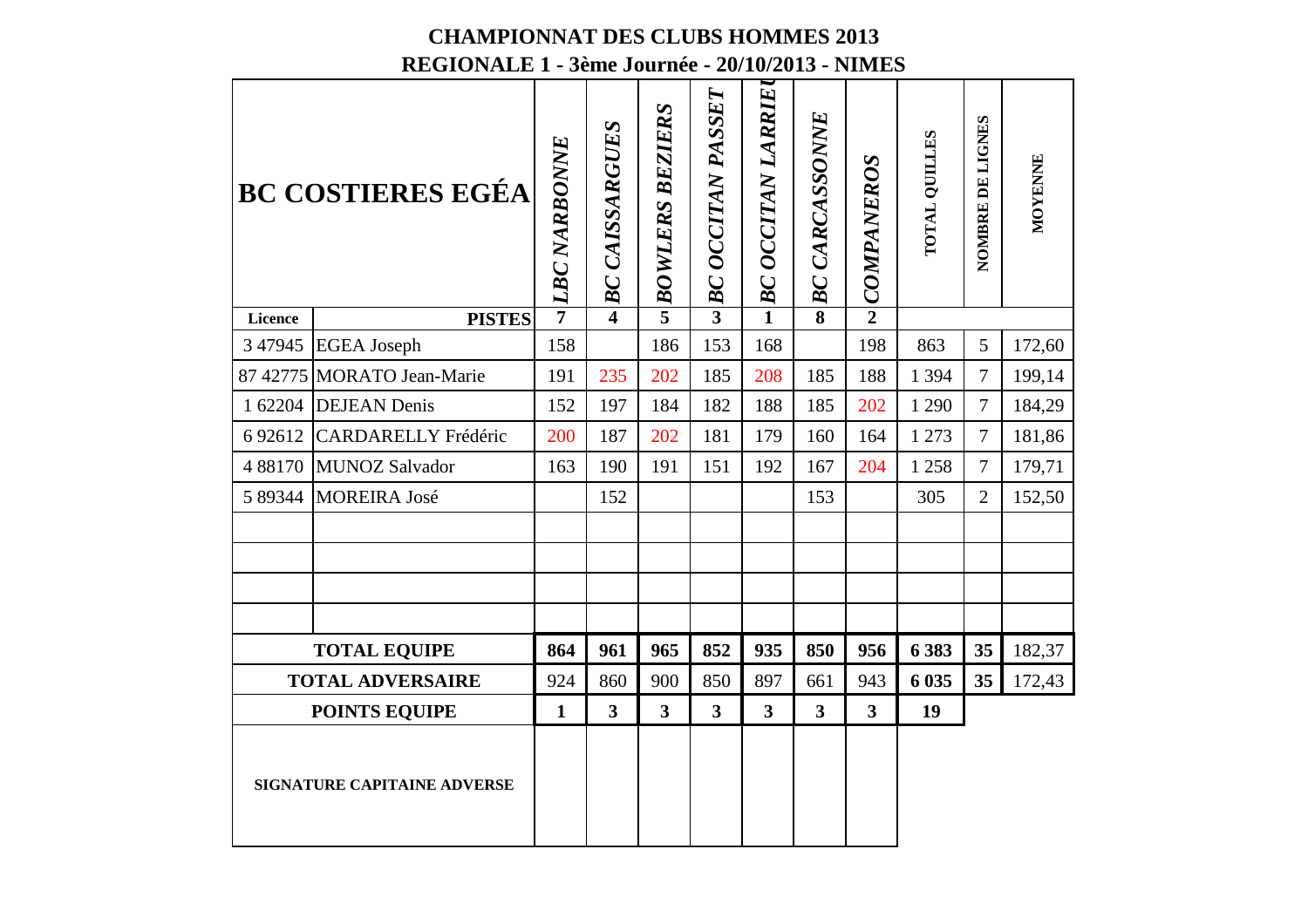**CHAMPIONNAT DES CLUBS HOMMES 2013**

**REGIONALE 1 - 3ème Journée - 20/10/2013 - NIMES**

| BC COSTIERES EGÉA | | LBC NARBONNE | BC CAISSARGUES | BOWLERS BEZIERS | BC OCCITAN PASSET | BC OCCITAN LARRIEU | BC CARCASSONNE | COMPANEROS | TOTAL QUILLES | NOMBRE DE LIGNES | MOYENNE |
|---|---|---|---|---|---|---|---|---|---|---|---|
| Licence | PISTES | 7 | 4 | 5 | 3 | 1 | 8 | 2 | | | |
| 3 47945 | EGEA Joseph | 158 | | 186 | 153 | 168 | | 198 | 863 | 5 | 172,60 |
| 87 42775 | MORATO Jean-Marie | 191 | 235 | 202 | 185 | 208 | 185 | 188 | 1 394 | 7 | 199,14 |
| 1 62204 | DEJEAN Denis | 152 | 197 | 184 | 182 | 188 | 185 | 202 | 1 290 | 7 | 184,29 |
| 6 92612 | CARDARELLY Frédéric | 200 | 187 | 202 | 181 | 179 | 160 | 164 | 1 273 | 7 | 181,86 |
| 4 88170 | MUNOZ Salvador | 163 | 190 | 191 | 151 | 192 | 167 | 204 | 1 258 | 7 | 179,71 |
| 5 89344 | MOREIRA José | | 152 | | | | 153 | | 305 | 2 | 152,50 |
| | | | | | | | | | | | |
| | | | | | | | | | | | |
| | | | | | | | | | | | |
| | | | | | | | | | | | |
| TOTAL EQUIPE | | 864 | 961 | 965 | 852 | 935 | 850 | 956 | 6 383 | 35 | 182,37 |
| TOTAL ADVERSAIRE | | 924 | 860 | 900 | 850 | 897 | 661 | 943 | 6 035 | 35 | 172,43 |
| POINTS EQUIPE | | 1 | 3 | 3 | 3 | 3 | 3 | 3 | 19 | | |
| SIGNATURE CAPITAINE ADVERSE | | | | | | | | | | | |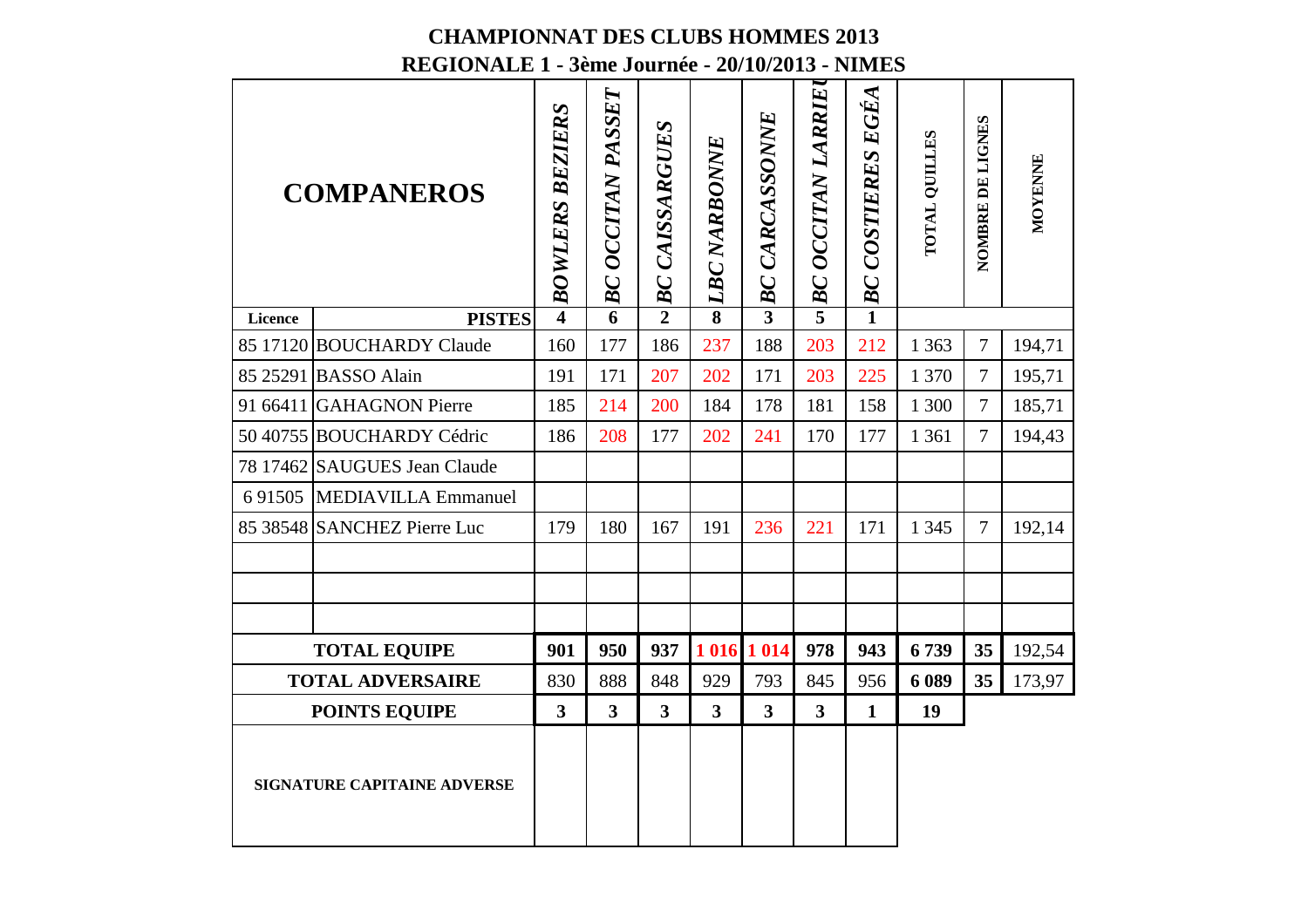# CHAMPIONNAT DES CLUBS HOMMES 2013
## REGIONALE 1 - 3ème Journée - 20/10/2013 - NIMES

| COMPANEROS | | BOWLERS BEZIERS | BC OCCITAN PASSET | BC CAISSARGUES | LBC NARBONNE | BC CARCASSONNE | BC OCCITAN LARRIEU | BC COSTIERES EGÉA | TOTAL QUILLES | NOMBRE DE LIGNES | MOYENNE |
|---|---|---|---|---|---|---|---|---|---|---|---|
| Licence | PISTES | 4 | 6 | 2 | 8 | 3 | 5 | 1 | | | |
| 85 17120 | BOUCHARDY Claude | 160 | 177 | 186 | 237 | 188 | 203 | 212 | 1 363 | 7 | 194,71 |
| 85 25291 | BASSO Alain | 191 | 171 | 207 | 202 | 171 | 203 | 225 | 1 370 | 7 | 195,71 |
| 91 66411 | GAHAGNON Pierre | 185 | 214 | 200 | 184 | 178 | 181 | 158 | 1 300 | 7 | 185,71 |
| 50 40755 | BOUCHARDY Cédric | 186 | 208 | 177 | 202 | 241 | 170 | 177 | 1 361 | 7 | 194,43 |
| 78 17462 | SAUGUES Jean Claude | | | | | | | | | | |
| 6 91505 | MEDIAVILLA Emmanuel | | | | | | | | | | |
| 85 38548 | SANCHEZ Pierre Luc | 179 | 180 | 167 | 191 | 236 | 221 | 171 | 1 345 | 7 | 192,14 |
| | | | | | | | | | | | |
| | | | | | | | | | | | |
| | | | | | | | | | | | |
| TOTAL EQUIPE | | 901 | 950 | 937 | 1 016 | 1 014 | 978 | 943 | 6 739 | 35 | 192,54 |
| TOTAL ADVERSAIRE | | 830 | 888 | 848 | 929 | 793 | 845 | 956 | 6 089 | 35 | 173,97 |
| POINTS EQUIPE | | 3 | 3 | 3 | 3 | 3 | 3 | 1 | 19 | | |
| SIGNATURE CAPITAINE ADVERSE | | | | | | | | | | | |